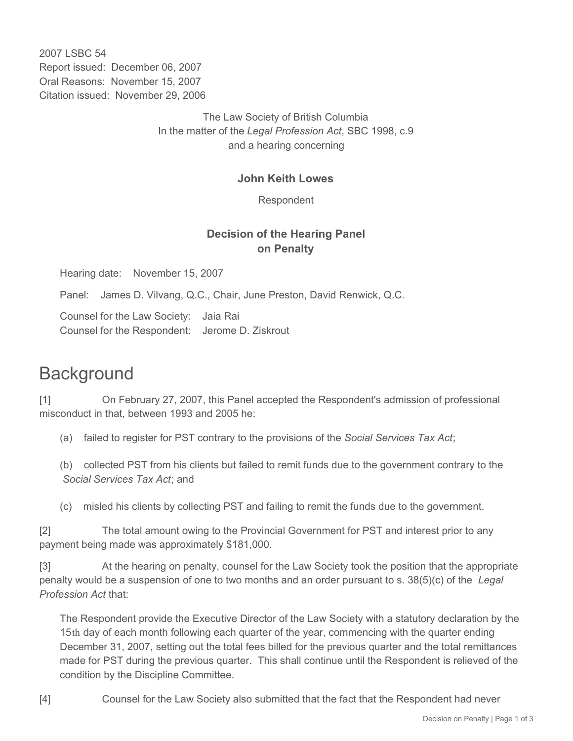2007 LSBC 54
Report issued: December 06, 2007
Oral Reasons: November 15, 2007
Citation issued: November 29, 2006

The Law Society of British Columbia
In the matter of the *Legal Profession Act*, SBC 1998, c.9
and a hearing concerning

**John Keith Lowes**

Respondent

**Decision of the Hearing Panel on Penalty**

Hearing date: November 15, 2007

Panel: James D. Vilvang, Q.C., Chair, June Preston, David Renwick, Q.C.

Counsel for the Law Society: Jaia Rai
Counsel for the Respondent: Jerome D. Ziskrout

# Background

[1] On February 27, 2007, this Panel accepted the Respondent's admission of professional misconduct in that, between 1993 and 2005 he:

(a) failed to register for PST contrary to the provisions of the *Social Services Tax Act*;

(b) collected PST from his clients but failed to remit funds due to the government contrary to the *Social Services Tax Act*; and

(c) misled his clients by collecting PST and failing to remit the funds due to the government.

[2] The total amount owing to the Provincial Government for PST and interest prior to any payment being made was approximately $181,000.

[3] At the hearing on penalty, counsel for the Law Society took the position that the appropriate penalty would be a suspension of one to two months and an order pursuant to s. 38(5)(c) of the *Legal Profession Act* that:

> The Respondent provide the Executive Director of the Law Society with a statutory declaration by the 15th day of each month following each quarter of the year, commencing with the quarter ending December 31, 2007, setting out the total fees billed for the previous quarter and the total remittances made for PST during the previous quarter. This shall continue until the Respondent is relieved of the condition by the Discipline Committee.

[4] Counsel for the Law Society also submitted that the fact that the Respondent had never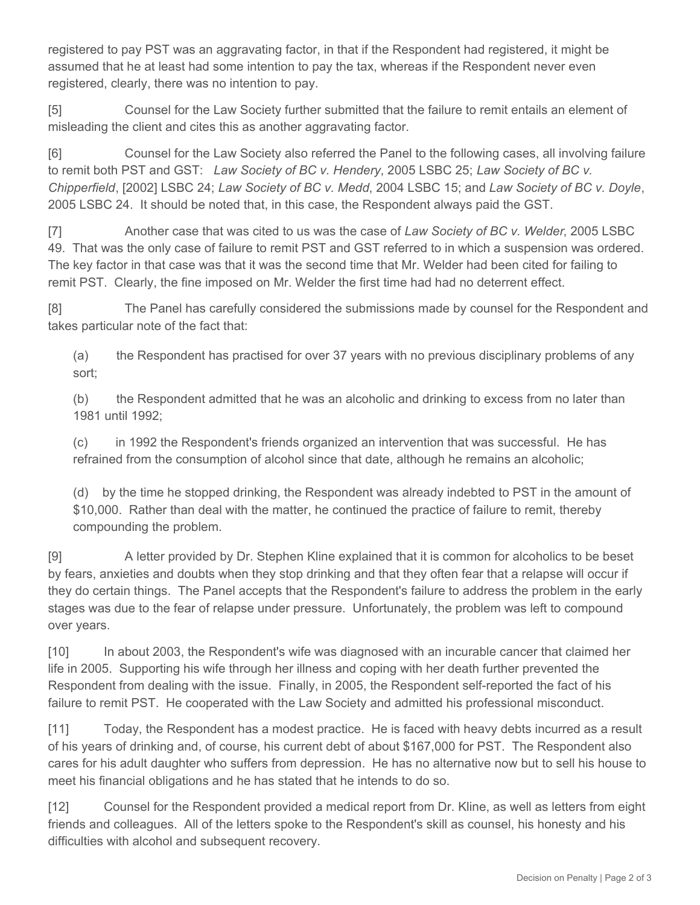registered to pay PST was an aggravating factor, in that if the Respondent had registered, it might be assumed that he at least had some intention to pay the tax, whereas if the Respondent never even registered, clearly, there was no intention to pay.

[5] Counsel for the Law Society further submitted that the failure to remit entails an element of misleading the client and cites this as another aggravating factor.

[6] Counsel for the Law Society also referred the Panel to the following cases, all involving failure to remit both PST and GST: *Law Society of BC v. Hendery*, 2005 LSBC 25; *Law Society of BC v. Chipperfield*, [2002] LSBC 24; *Law Society of BC v. Medd*, 2004 LSBC 15; and *Law Society of BC v. Doyle*, 2005 LSBC 24. It should be noted that, in this case, the Respondent always paid the GST.

[7] Another case that was cited to us was the case of *Law Society of BC v. Welder*, 2005 LSBC 49. That was the only case of failure to remit PST and GST referred to in which a suspension was ordered. The key factor in that case was that it was the second time that Mr. Welder had been cited for failing to remit PST. Clearly, the fine imposed on Mr. Welder the first time had had no deterrent effect.

[8] The Panel has carefully considered the submissions made by counsel for the Respondent and takes particular note of the fact that:

(a) the Respondent has practised for over 37 years with no previous disciplinary problems of any sort;

(b) the Respondent admitted that he was an alcoholic and drinking to excess from no later than 1981 until 1992;

(c) in 1992 the Respondent's friends organized an intervention that was successful. He has refrained from the consumption of alcohol since that date, although he remains an alcoholic;

(d) by the time he stopped drinking, the Respondent was already indebted to PST in the amount of $10,000. Rather than deal with the matter, he continued the practice of failure to remit, thereby compounding the problem.

[9] A letter provided by Dr. Stephen Kline explained that it is common for alcoholics to be beset by fears, anxieties and doubts when they stop drinking and that they often fear that a relapse will occur if they do certain things. The Panel accepts that the Respondent's failure to address the problem in the early stages was due to the fear of relapse under pressure. Unfortunately, the problem was left to compound over years.

[10] In about 2003, the Respondent's wife was diagnosed with an incurable cancer that claimed her life in 2005. Supporting his wife through her illness and coping with her death further prevented the Respondent from dealing with the issue. Finally, in 2005, the Respondent self-reported the fact of his failure to remit PST. He cooperated with the Law Society and admitted his professional misconduct.

[11] Today, the Respondent has a modest practice. He is faced with heavy debts incurred as a result of his years of drinking and, of course, his current debt of about $167,000 for PST. The Respondent also cares for his adult daughter who suffers from depression. He has no alternative now but to sell his house to meet his financial obligations and he has stated that he intends to do so.

[12] Counsel for the Respondent provided a medical report from Dr. Kline, as well as letters from eight friends and colleagues. All of the letters spoke to the Respondent's skill as counsel, his honesty and his difficulties with alcohol and subsequent recovery.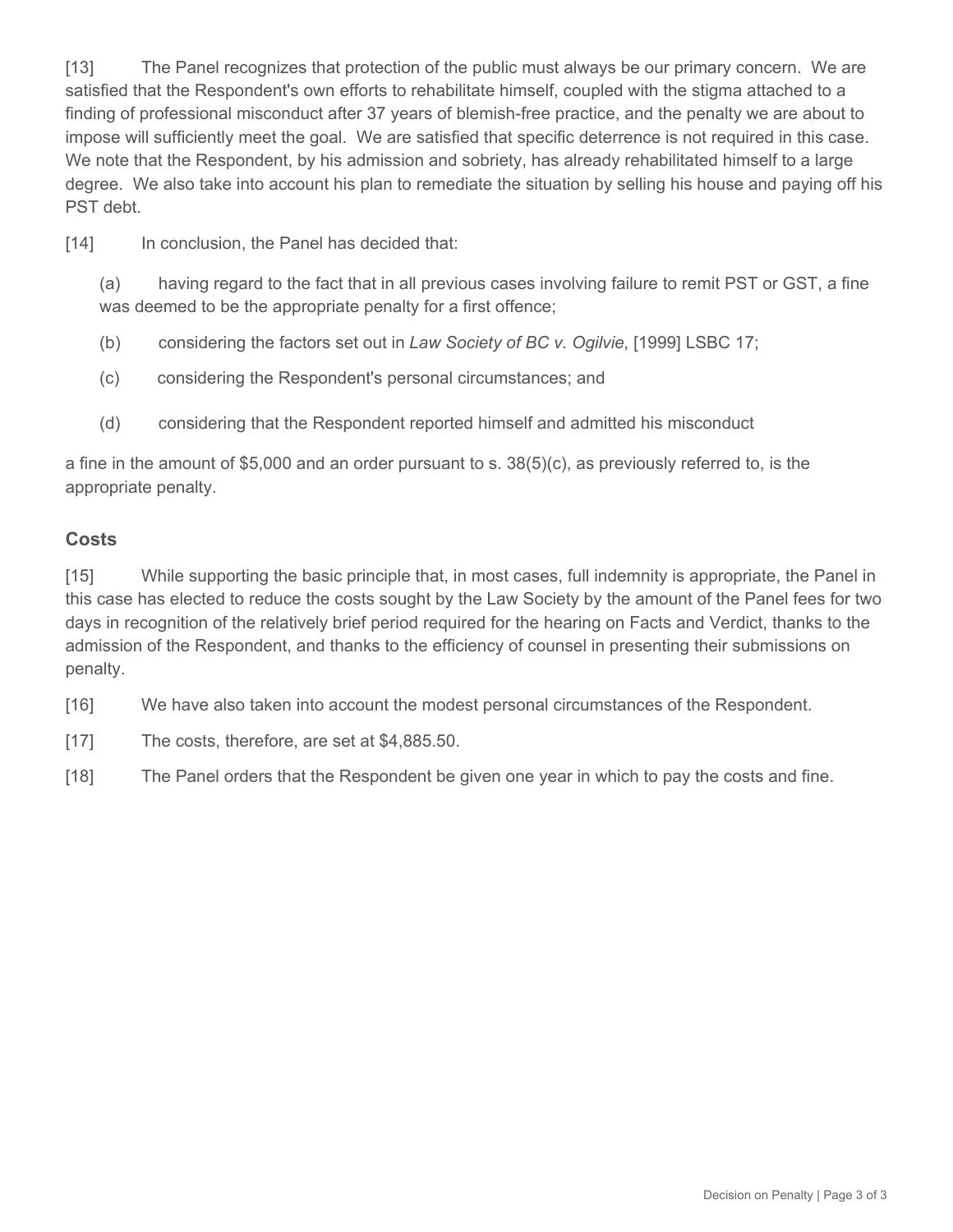[13] The Panel recognizes that protection of the public must always be our primary concern. We are satisfied that the Respondent's own efforts to rehabilitate himself, coupled with the stigma attached to a finding of professional misconduct after 37 years of blemish-free practice, and the penalty we are about to impose will sufficiently meet the goal. We are satisfied that specific deterrence is not required in this case. We note that the Respondent, by his admission and sobriety, has already rehabilitated himself to a large degree. We also take into account his plan to remediate the situation by selling his house and paying off his PST debt.

[14] In conclusion, the Panel has decided that:

(a) having regard to the fact that in all previous cases involving failure to remit PST or GST, a fine was deemed to be the appropriate penalty for a first offence;

(b) considering the factors set out in *Law Society of BC v. Ogilvie*, [1999] LSBC 17;

(c) considering the Respondent's personal circumstances; and

(d) considering that the Respondent reported himself and admitted his misconduct

a fine in the amount of $5,000 and an order pursuant to s. 38(5)(c), as previously referred to, is the appropriate penalty.

## Costs

[15] While supporting the basic principle that, in most cases, full indemnity is appropriate, the Panel in this case has elected to reduce the costs sought by the Law Society by the amount of the Panel fees for two days in recognition of the relatively brief period required for the hearing on Facts and Verdict, thanks to the admission of the Respondent, and thanks to the efficiency of counsel in presenting their submissions on penalty.

[16] We have also taken into account the modest personal circumstances of the Respondent.

[17] The costs, therefore, are set at $4,885.50.

[18] The Panel orders that the Respondent be given one year in which to pay the costs and fine.